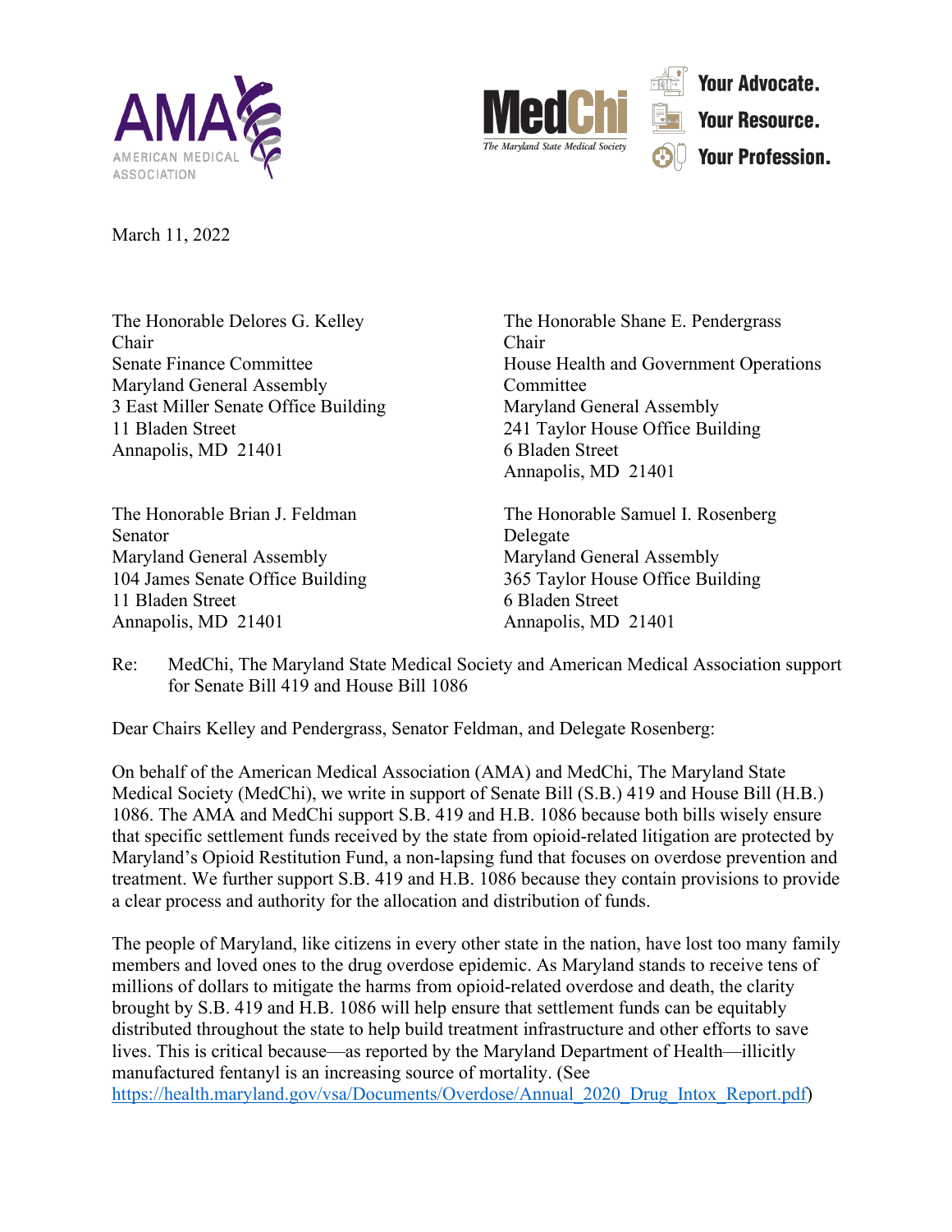AMA AMERICAN MEDICAL ASSOCIATION

MedChi The Maryland State Medical Society

Your Advocate.
Your Resource.
Your Profession.

March 11, 2022

The Honorable Delores G. Kelley
Chair
Senate Finance Committee
Maryland General Assembly
3 East Miller Senate Office Building
11 Bladen Street
Annapolis, MD 21401

The Honorable Shane E. Pendergrass
Chair
House Health and Government Operations Committee
Maryland General Assembly
241 Taylor House Office Building
6 Bladen Street
Annapolis, MD 21401

The Honorable Brian J. Feldman
Senator
Maryland General Assembly
104 James Senate Office Building
11 Bladen Street
Annapolis, MD 21401

The Honorable Samuel I. Rosenberg
Delegate
Maryland General Assembly
365 Taylor House Office Building
6 Bladen Street
Annapolis, MD 21401

Re: MedChi, The Maryland State Medical Society and American Medical Association support for Senate Bill 419 and House Bill 1086

Dear Chairs Kelley and Pendergrass, Senator Feldman, and Delegate Rosenberg:

On behalf of the American Medical Association (AMA) and MedChi, The Maryland State Medical Society (MedChi), we write in support of Senate Bill (S.B.) 419 and House Bill (H.B.) 1086. The AMA and MedChi support S.B. 419 and H.B. 1086 because both bills wisely ensure that specific settlement funds received by the state from opioid-related litigation are protected by Maryland's Opioid Restitution Fund, a non-lapsing fund that focuses on overdose prevention and treatment. We further support S.B. 419 and H.B. 1086 because they contain provisions to provide a clear process and authority for the allocation and distribution of funds.

The people of Maryland, like citizens in every other state in the nation, have lost too many family members and loved ones to the drug overdose epidemic. As Maryland stands to receive tens of millions of dollars to mitigate the harms from opioid-related overdose and death, the clarity brought by S.B. 419 and H.B. 1086 will help ensure that settlement funds can be equitably distributed throughout the state to help build treatment infrastructure and other efforts to save lives. This is critical because—as reported by the Maryland Department of Health—illicitly manufactured fentanyl is an increasing source of mortality. (See https://health.maryland.gov/vsa/Documents/Overdose/Annual_2020_Drug_Intox_Report.pdf)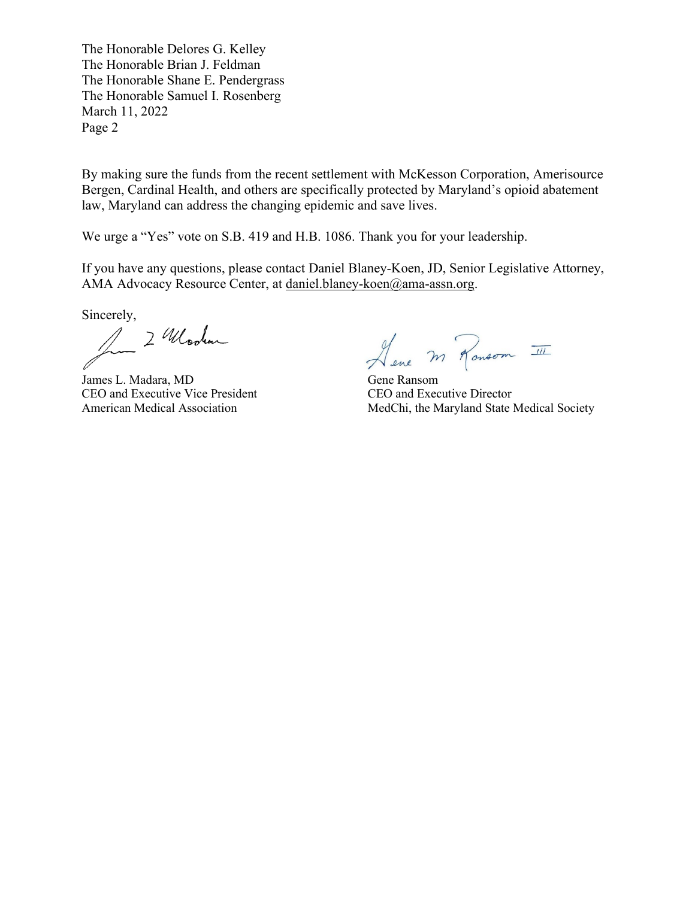The Honorable Delores G. Kelley
The Honorable Brian J. Feldman
The Honorable Shane E. Pendergrass
The Honorable Samuel I. Rosenberg
March 11, 2022
Page 2

By making sure the funds from the recent settlement with McKesson Corporation, Amerisource Bergen, Cardinal Health, and others are specifically protected by Maryland's opioid abatement law, Maryland can address the changing epidemic and save lives.

We urge a "Yes" vote on S.B. 419 and H.B. 1086. Thank you for your leadership.

If you have any questions, please contact Daniel Blaney-Koen, JD, Senior Legislative Attorney, AMA Advocacy Resource Center, at daniel.blaney-koen@ama-assn.org.

Sincerely,

James L. Madara, MD
CEO and Executive Vice President
American Medical Association

Gene Ransom
CEO and Executive Director
MedChi, the Maryland State Medical Society